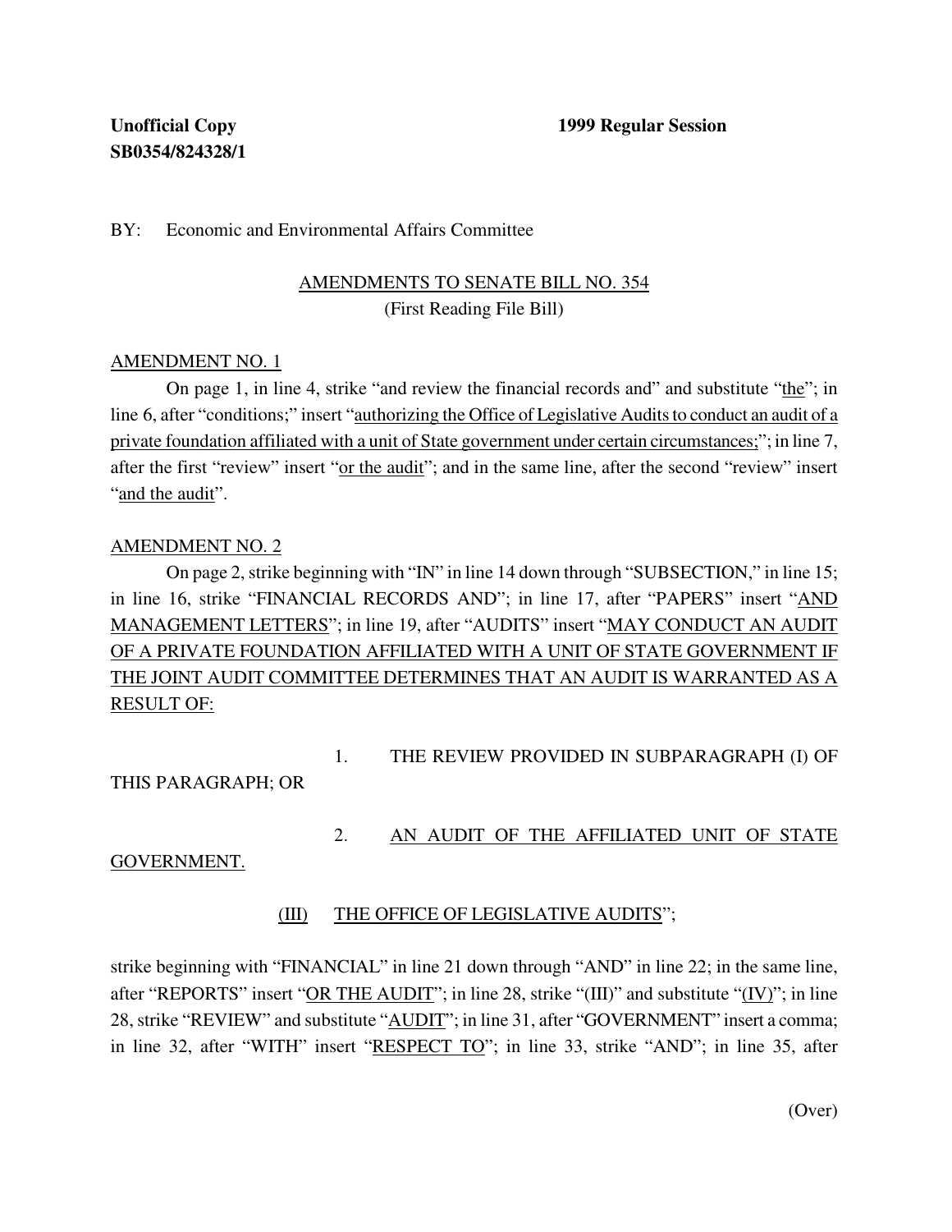**Unofficial Copy** **1999 Regular Session**
**SB0354/824328/1**

BY: Economic and Environmental Affairs Committee

AMENDMENTS TO SENATE BILL NO. 354
(First Reading File Bill)

AMENDMENT NO. 1

On page 1, in line 4, strike "and review the financial records and" and substitute "the"; in line 6, after "conditions;" insert "authorizing the Office of Legislative Audits to conduct an audit of a private foundation affiliated with a unit of State government under certain circumstances;"; in line 7, after the first "review" insert "or the audit"; and in the same line, after the second "review" insert "and the audit".

AMENDMENT NO. 2

On page 2, strike beginning with "IN" in line 14 down through "SUBSECTION," in line 15; in line 16, strike "FINANCIAL RECORDS AND"; in line 17, after "PAPERS" insert "AND MANAGEMENT LETTERS"; in line 19, after "AUDITS" insert "MAY CONDUCT AN AUDIT OF A PRIVATE FOUNDATION AFFILIATED WITH A UNIT OF STATE GOVERNMENT IF THE JOINT AUDIT COMMITTEE DETERMINES THAT AN AUDIT IS WARRANTED AS A RESULT OF:

1. THE REVIEW PROVIDED IN SUBPARAGRAPH (I) OF THIS PARAGRAPH; OR

2. AN AUDIT OF THE AFFILIATED UNIT OF STATE GOVERNMENT.

(III) THE OFFICE OF LEGISLATIVE AUDITS";

strike beginning with "FINANCIAL" in line 21 down through "AND" in line 22; in the same line, after "REPORTS" insert "OR THE AUDIT"; in line 28, strike "(III)" and substitute "(IV)"; in line 28, strike "REVIEW" and substitute "AUDIT"; in line 31, after "GOVERNMENT" insert a comma; in line 32, after "WITH" insert "RESPECT TO"; in line 33, strike "AND"; in line 35, after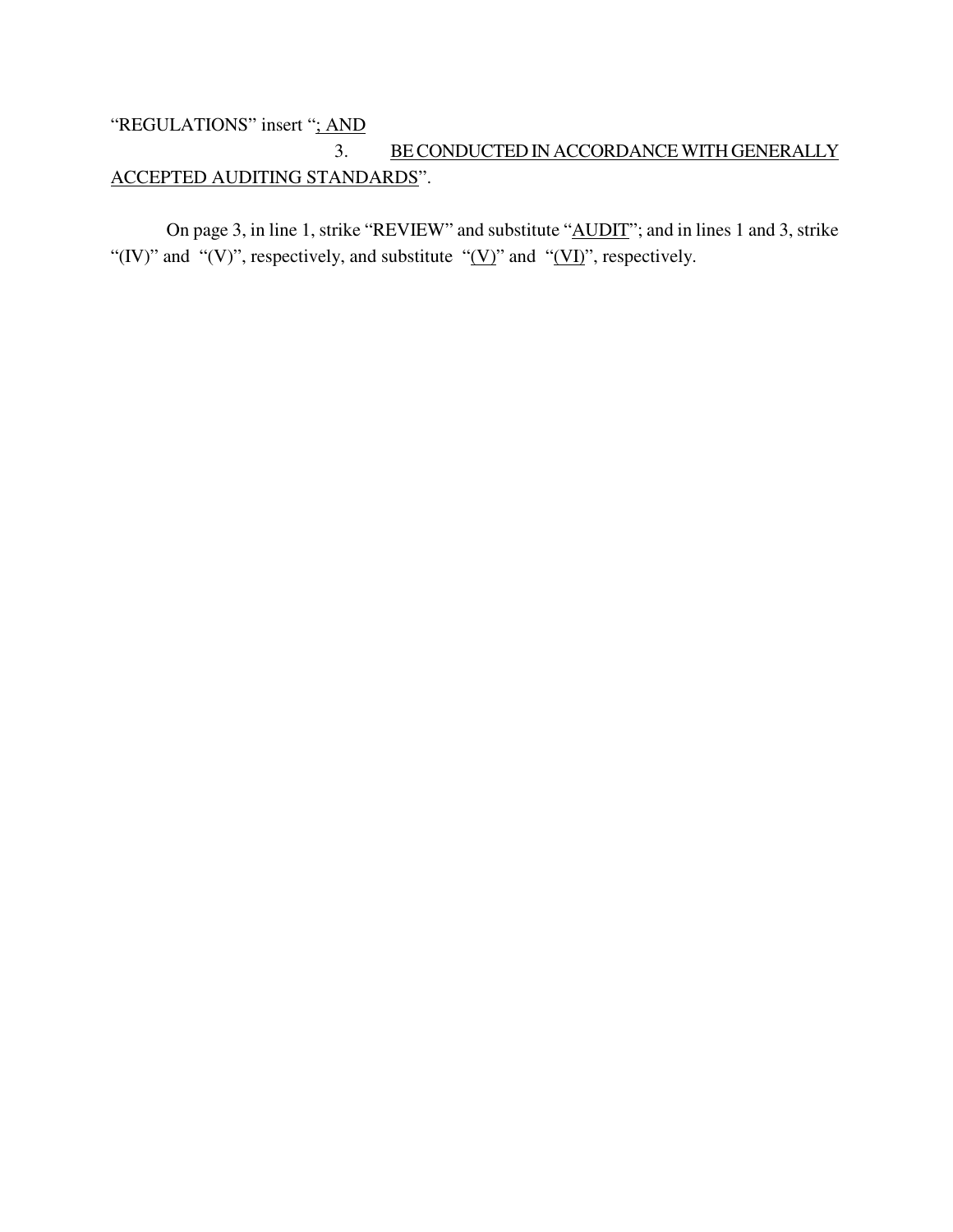"REGULATIONS" insert "; AND

3. BE CONDUCTED IN ACCORDANCE WITH GENERALLY ACCEPTED AUDITING STANDARDS".

On page 3, in line 1, strike "REVIEW" and substitute "AUDIT"; and in lines 1 and 3, strike "(IV)" and "(V)", respectively, and substitute "(V)" and "(VI)", respectively.